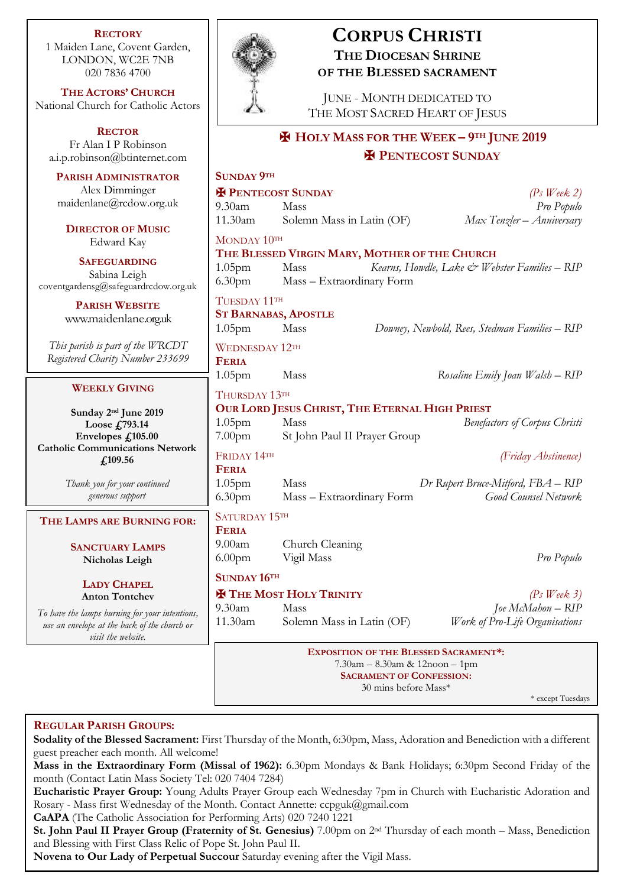# CORPUS CHRISTI

## THE DIOCESAN SHRINE OF THE BLESSED SACRAMENT

JUNE - MONTH DEDICATED TO THE MOST SACRED HEART OF JESUS

## ✠ HOLY MASS FOR THE WEEK – 9TH JUNE 2019
## ✠ PENTECOST SUNDAY

**SUNDAY 9TH**

**✠ PENTECOST SUNDAY** *(Ps Week 2)*

| | | |
|---|---|---|
| 9.30am | Mass | *Pro Populo* |
| 11.30am | Solemn Mass in Latin (OF) | *Max Tenzler – Anniversary* |

MONDAY 10TH

**THE BLESSED VIRGIN MARY, MOTHER OF THE CHURCH**

| | | |
|---|---|---|
| 1.05pm | Mass | *Kearns, Howdle, Lake & Webster Families – RIP* |
| 6.30pm | Mass – Extraordinary Form | |

TUESDAY 11TH

**ST BARNABAS, APOSTLE**

| | | |
|---|---|---|
| 1.05pm | Mass | *Downey, Newbold, Rees, Stedman Families – RIP* |

WEDNESDAY 12TH

**FERIA**

| | | |
|---|---|---|
| 1.05pm | Mass | *Rosaline Emily Joan Walsh – RIP* |

THURSDAY 13TH

**OUR LORD JESUS CHRIST, THE ETERNAL HIGH PRIEST**

| | | |
|---|---|---|
| 1.05pm | Mass | *Benefactors of Corpus Christi* |
| 7.00pm | St John Paul II Prayer Group | |

FRIDAY 14TH *(Friday Abstinence)*

**FERIA**

| | | |
|---|---|---|
| 1.05pm | Mass | *Dr Rupert Bruce-Mitford, FBA – RIP* |
| 6.30pm | Mass – Extraordinary Form | *Good Counsel Network* |

SATURDAY 15TH

**FERIA**

| | | |
|---|---|---|
| 9.00am | Church Cleaning | |
| 6.00pm | Vigil Mass | *Pro Populo* |

**SUNDAY 16TH**

**✠ THE MOST HOLY TRINITY** *(Ps Week 3)*

| | | |
|---|---|---|
| 9.30am | Mass | *Joe McMahon – RIP* |
| 11.30am | Solemn Mass in Latin (OF) | *Work of Pro-Life Organisations* |

**EXPOSITION OF THE BLESSED SACRAMENT\*:**
7.30am – 8.30am & 12noon – 1pm

**SACRAMENT OF CONFESSION:**
30 mins before Mass\*

\* except Tuesdays

---

**RECTORY**
1 Maiden Lane, Covent Garden,
LONDON, WC2E 7NB
020 7836 4700

**THE ACTORS' CHURCH**
National Church for Catholic Actors

**RECTOR**
Fr Alan I P Robinson
a.i.p.robinson@btinternet.com

**PARISH ADMINISTRATOR**
Alex Dimminger
maidenlane@rcdow.org.uk

**DIRECTOR OF MUSIC**
Edward Kay

**SAFEGUARDING**
Sabina Leigh
coventgardensg@safeguardrcdow.org.uk

**PARISH WEBSITE**
www.maidenlane.org.uk

*This parish is part of the WRCDT Registered Charity Number 233699*

---

**WEEKLY GIVING**

**Sunday 2nd June 2019**
**Loose £793.14**
**Envelopes £105.00**
**Catholic Communications Network £109.56**

*Thank you for your continued generous support*

---

**THE LAMPS ARE BURNING FOR:**

**SANCTUARY LAMPS**
**Nicholas Leigh**

**LADY CHAPEL**
**Anton Tontchev**

*To have the lamps burning for your intentions, use an envelope at the back of the church or visit the website.*

---

**REGULAR PARISH GROUPS:**

**Sodality of the Blessed Sacrament:** First Thursday of the Month, 6:30pm, Mass, Adoration and Benediction with a different guest preacher each month. All welcome!

**Mass in the Extraordinary Form (Missal of 1962):** 6.30pm Mondays & Bank Holidays; 6:30pm Second Friday of the month (Contact Latin Mass Society Tel: 020 7404 7284)

**Eucharistic Prayer Group:** Young Adults Prayer Group each Wednesday 7pm in Church with Eucharistic Adoration and Rosary - Mass first Wednesday of the Month. Contact Annette: ccpguk@gmail.com

**CaAPA** (The Catholic Association for Performing Arts) 020 7240 1221

**St. John Paul II Prayer Group (Fraternity of St. Genesius)** 7.00pm on 2nd Thursday of each month – Mass, Benediction and Blessing with First Class Relic of Pope St. John Paul II.

**Novena to Our Lady of Perpetual Succour** Saturday evening after the Vigil Mass.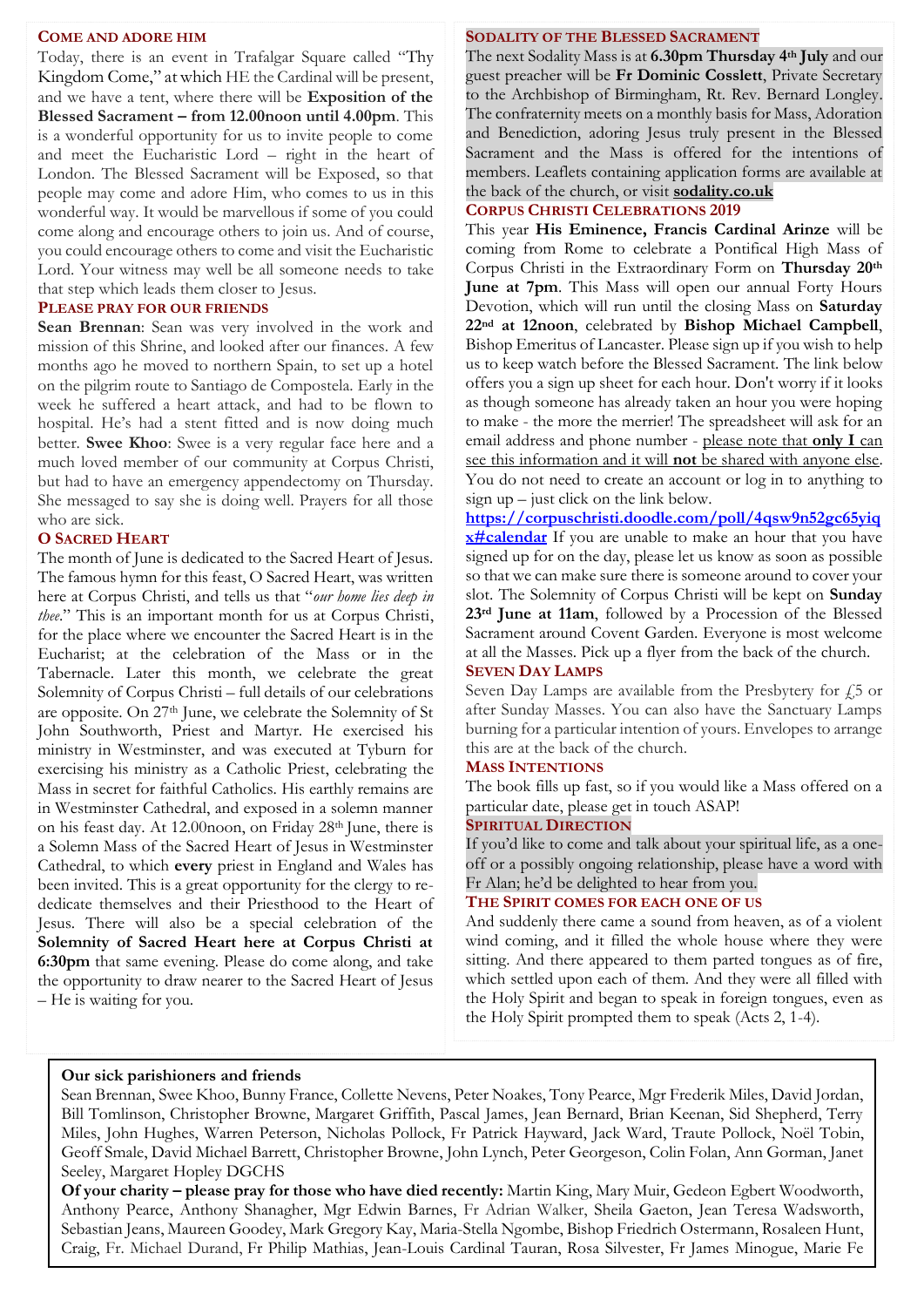## Come and adore Him

Today, there is an event in Trafalgar Square called "Thy Kingdom Come," at which HE the Cardinal will be present, and we have a tent, where there will be **Exposition of the Blessed Sacrament – from 12.00noon until 4.00pm**. This is a wonderful opportunity for us to invite people to come and meet the Eucharistic Lord – right in the heart of London. The Blessed Sacrament will be Exposed, so that people may come and adore Him, who comes to us in this wonderful way. It would be marvellous if some of you could come along and encourage others to join us. And of course, you could encourage others to come and visit the Eucharistic Lord. Your witness may well be all someone needs to take that step which leads them closer to Jesus.

## Please pray for our friends

**Sean Brennan**: Sean was very involved in the work and mission of this Shrine, and looked after our finances. A few months ago he moved to northern Spain, to set up a hotel on the pilgrim route to Santiago de Compostela. Early in the week he suffered a heart attack, and had to be flown to hospital. He's had a stent fitted and is now doing much better. **Swee Khoo**: Swee is a very regular face here and a much loved member of our community at Corpus Christi, but had to have an emergency appendectomy on Thursday. She messaged to say she is doing well. Prayers for all those who are sick.

## O Sacred Heart

The month of June is dedicated to the Sacred Heart of Jesus. The famous hymn for this feast, O Sacred Heart, was written here at Corpus Christi, and tells us that "*our home lies deep in thee*." This is an important month for us at Corpus Christi, for the place where we encounter the Sacred Heart is in the Eucharist; at the celebration of the Mass or in the Tabernacle. Later this month, we celebrate the great Solemnity of Corpus Christi – full details of our celebrations are opposite. On 27th June, we celebrate the Solemnity of St John Southworth, Priest and Martyr. He exercised his ministry in Westminster, and was executed at Tyburn for exercising his ministry as a Catholic Priest, celebrating the Mass in secret for faithful Catholics. His earthly remains are in Westminster Cathedral, and exposed in a solemn manner on his feast day. At 12.00noon, on Friday 28th June, there is a Solemn Mass of the Sacred Heart of Jesus in Westminster Cathedral, to which **every** priest in England and Wales has been invited. This is a great opportunity for the clergy to re-dedicate themselves and their Priesthood to the Heart of Jesus. There will also be a special celebration of the **Solemnity of Sacred Heart here at Corpus Christi at 6:30pm** that same evening. Please do come along, and take the opportunity to draw nearer to the Sacred Heart of Jesus – He is waiting for you.

## Sodality of the Blessed Sacrament

The next Sodality Mass is at **6.30pm Thursday 4th July** and our guest preacher will be **Fr Dominic Cosslett**, Private Secretary to the Archbishop of Birmingham, Rt. Rev. Bernard Longley. The confraternity meets on a monthly basis for Mass, Adoration and Benediction, adoring Jesus truly present in the Blessed Sacrament and the Mass is offered for the intentions of members. Leaflets containing application forms are available at the back of the church, or visit **sodality.co.uk**

## Corpus Christi Celebrations 2019

This year **His Eminence, Francis Cardinal Arinze** will be coming from Rome to celebrate a Pontifical High Mass of Corpus Christi in the Extraordinary Form on **Thursday 20th June at 7pm**. This Mass will open our annual Forty Hours Devotion, which will run until the closing Mass on **Saturday 22nd at 12noon**, celebrated by **Bishop Michael Campbell**, Bishop Emeritus of Lancaster. Please sign up if you wish to help us to keep watch before the Blessed Sacrament. The link below offers you a sign up sheet for each hour. Don't worry if it looks as though someone has already taken an hour you were hoping to make - the more the merrier! The spreadsheet will ask for an email address and phone number - please note that **only I** can see this information and it will **not** be shared with anyone else. You do not need to create an account or log in to anything to sign up – just click on the link below.

**https://corpuschristi.doodle.com/poll/4qsw9n52gc65yiqx#calendar** If you are unable to make an hour that you have signed up for on the day, please let us know as soon as possible so that we can make sure there is someone around to cover your slot. The Solemnity of Corpus Christi will be kept on **Sunday 23rd June at 11am**, followed by a Procession of the Blessed Sacrament around Covent Garden. Everyone is most welcome at all the Masses. Pick up a flyer from the back of the church.

## Seven Day Lamps

Seven Day Lamps are available from the Presbytery for £5 or after Sunday Masses. You can also have the Sanctuary Lamps burning for a particular intention of yours. Envelopes to arrange this are at the back of the church.

## Mass Intentions

The book fills up fast, so if you would like a Mass offered on a particular date, please get in touch ASAP!

## Spiritual Direction

If you'd like to come and talk about your spiritual life, as a one-off or a possibly ongoing relationship, please have a word with Fr Alan; he'd be delighted to hear from you.

## The Spirit comes for each one of us

And suddenly there came a sound from heaven, as of a violent wind coming, and it filled the whole house where they were sitting. And there appeared to them parted tongues as of fire, which settled upon each of them. And they were all filled with the Holy Spirit and began to speak in foreign tongues, even as the Holy Spirit prompted them to speak (Acts 2, 1-4).

**Our sick parishioners and friends**

Sean Brennan, Swee Khoo, Bunny France, Collette Nevens, Peter Noakes, Tony Pearce, Mgr Frederik Miles, David Jordan, Bill Tomlinson, Christopher Browne, Margaret Griffith, Pascal James, Jean Bernard, Brian Keenan, Sid Shepherd, Terry Miles, John Hughes, Warren Peterson, Nicholas Pollock, Fr Patrick Hayward, Jack Ward, Traute Pollock, Noël Tobin, Geoff Smale, David Michael Barrett, Christopher Browne, John Lynch, Peter Georgeson, Colin Folan, Ann Gorman, Janet Seeley, Margaret Hopley DGCHS

**Of your charity – please pray for those who have died recently:** Martin King, Mary Muir, Gedeon Egbert Woodworth, Anthony Pearce, Anthony Shanagher, Mgr Edwin Barnes, Fr Adrian Walker, Sheila Gaeton, Jean Teresa Wadsworth, Sebastian Jeans, Maureen Goodey, Mark Gregory Kay, Maria-Stella Ngombe, Bishop Friedrich Ostermann, Rosaleen Hunt, Craig, Fr. Michael Durand, Fr Philip Mathias, Jean-Louis Cardinal Tauran, Rosa Silvester, Fr James Minogue, Marie Fe